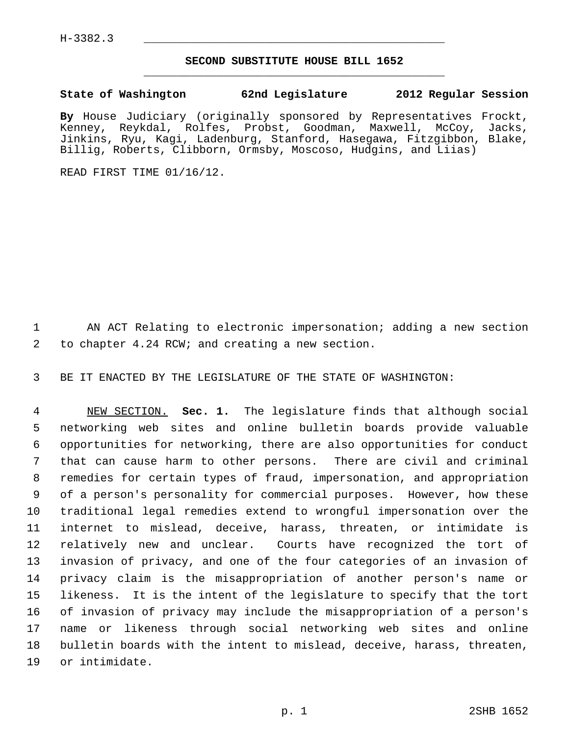H-3382.3

## SECOND SUBSTITUTE HOUSE BILL 1652

**State of Washington 62nd Legislature 2012 Regular Session**

**By** House Judiciary (originally sponsored by Representatives Frockt, Kenney, Reykdal, Rolfes, Probst, Goodman, Maxwell, McCoy, Jacks, Jinkins, Ryu, Kagi, Ladenburg, Stanford, Hasegawa, Fitzgibbon, Blake, Billig, Roberts, Clibborn, Ormsby, Moscoso, Hudgins, and Liias)

READ FIRST TIME 01/16/12.

AN ACT Relating to electronic impersonation; adding a new section to chapter 4.24 RCW; and creating a new section.

BE IT ENACTED BY THE LEGISLATURE OF THE STATE OF WASHINGTON:

NEW SECTION. **Sec. 1.** The legislature finds that although social networking web sites and online bulletin boards provide valuable opportunities for networking, there are also opportunities for conduct that can cause harm to other persons. There are civil and criminal remedies for certain types of fraud, impersonation, and appropriation of a person's personality for commercial purposes. However, how these traditional legal remedies extend to wrongful impersonation over the internet to mislead, deceive, harass, threaten, or intimidate is relatively new and unclear. Courts have recognized the tort of invasion of privacy, and one of the four categories of an invasion of privacy claim is the misappropriation of another person's name or likeness. It is the intent of the legislature to specify that the tort of invasion of privacy may include the misappropriation of a person's name or likeness through social networking web sites and online bulletin boards with the intent to mislead, deceive, harass, threaten, or intimidate.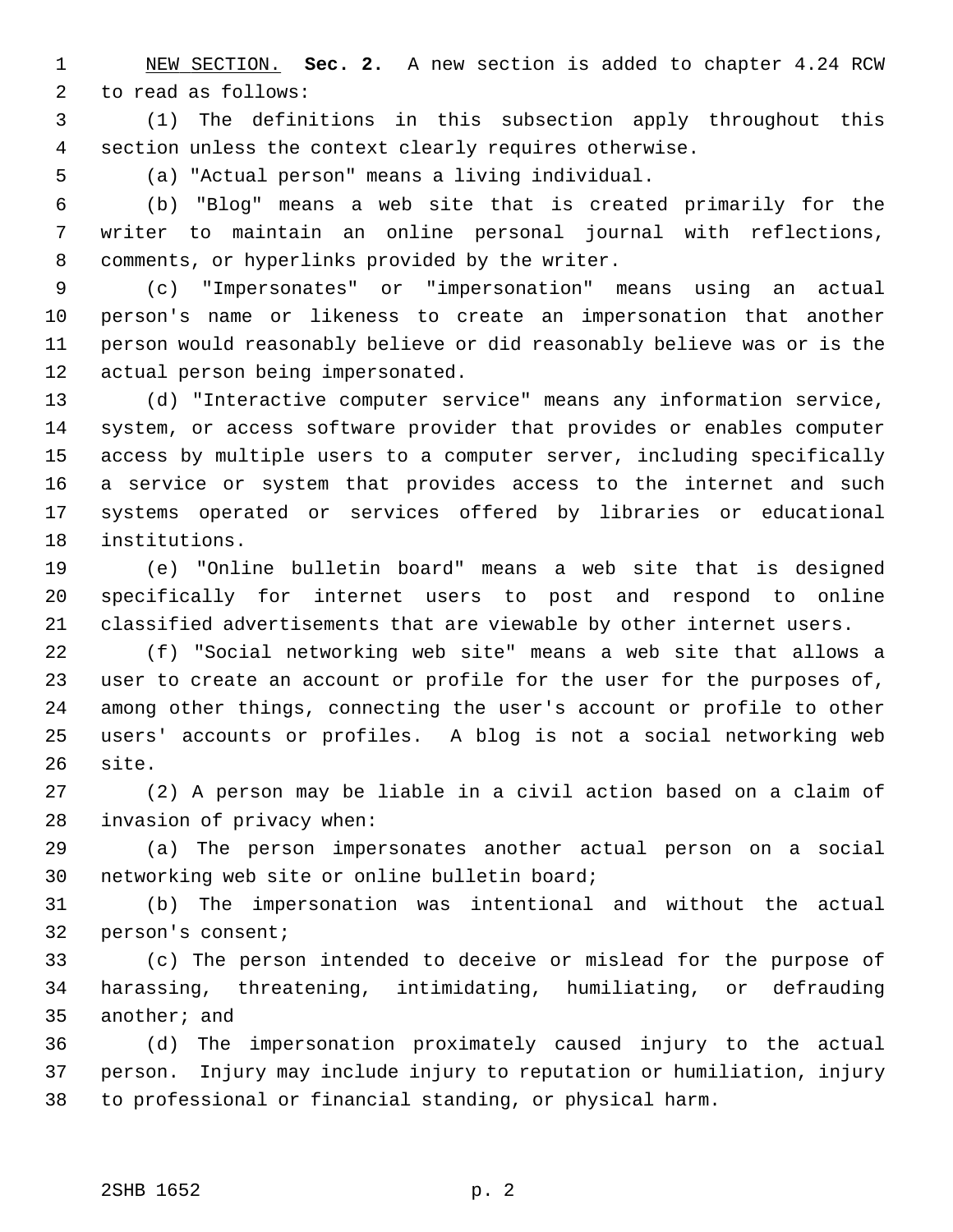NEW SECTION. **Sec. 2.** A new section is added to chapter 4.24 RCW to read as follows:

(1) The definitions in this subsection apply throughout this section unless the context clearly requires otherwise.

(a) "Actual person" means a living individual.

(b) "Blog" means a web site that is created primarily for the writer to maintain an online personal journal with reflections, comments, or hyperlinks provided by the writer.

(c) "Impersonates" or "impersonation" means using an actual person's name or likeness to create an impersonation that another person would reasonably believe or did reasonably believe was or is the actual person being impersonated.

(d) "Interactive computer service" means any information service, system, or access software provider that provides or enables computer access by multiple users to a computer server, including specifically a service or system that provides access to the internet and such systems operated or services offered by libraries or educational institutions.

(e) "Online bulletin board" means a web site that is designed specifically for internet users to post and respond to online classified advertisements that are viewable by other internet users.

(f) "Social networking web site" means a web site that allows a user to create an account or profile for the user for the purposes of, among other things, connecting the user's account or profile to other users' accounts or profiles. A blog is not a social networking web site.

(2) A person may be liable in a civil action based on a claim of invasion of privacy when:

(a) The person impersonates another actual person on a social networking web site or online bulletin board;

(b) The impersonation was intentional and without the actual person's consent;

(c) The person intended to deceive or mislead for the purpose of harassing, threatening, intimidating, humiliating, or defrauding another; and

(d) The impersonation proximately caused injury to the actual person. Injury may include injury to reputation or humiliation, injury to professional or financial standing, or physical harm.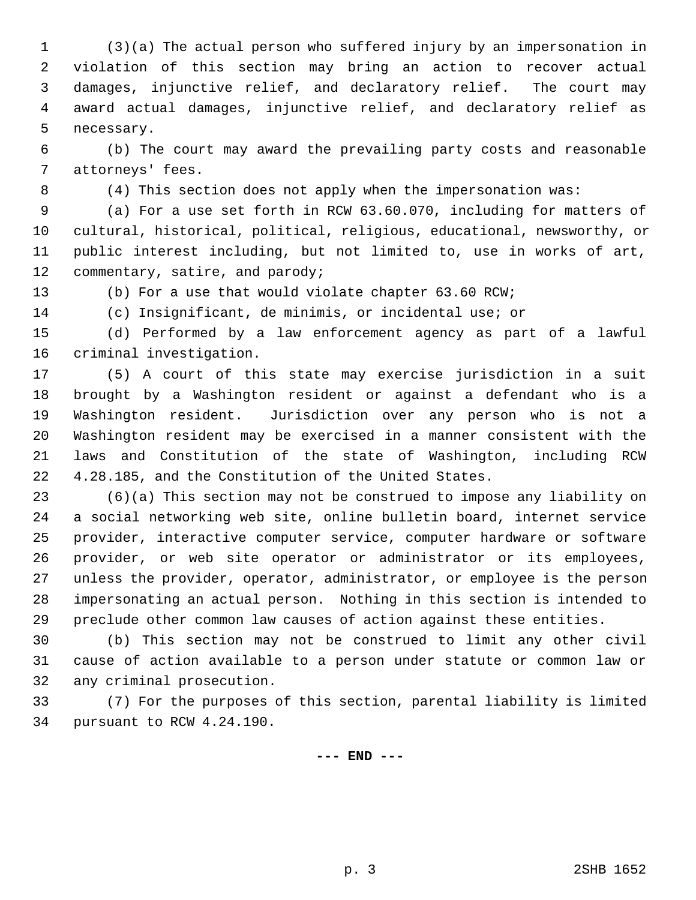(3)(a) The actual person who suffered injury by an impersonation in violation of this section may bring an action to recover actual damages, injunctive relief, and declaratory relief. The court may award actual damages, injunctive relief, and declaratory relief as necessary.

(b) The court may award the prevailing party costs and reasonable attorneys' fees.

(4) This section does not apply when the impersonation was:

(a) For a use set forth in RCW 63.60.070, including for matters of cultural, historical, political, religious, educational, newsworthy, or public interest including, but not limited to, use in works of art, commentary, satire, and parody;

(b) For a use that would violate chapter 63.60 RCW;

(c) Insignificant, de minimis, or incidental use; or

(d) Performed by a law enforcement agency as part of a lawful criminal investigation.

(5) A court of this state may exercise jurisdiction in a suit brought by a Washington resident or against a defendant who is a Washington resident. Jurisdiction over any person who is not a Washington resident may be exercised in a manner consistent with the laws and Constitution of the state of Washington, including RCW 4.28.185, and the Constitution of the United States.

(6)(a) This section may not be construed to impose any liability on a social networking web site, online bulletin board, internet service provider, interactive computer service, computer hardware or software provider, or web site operator or administrator or its employees, unless the provider, operator, administrator, or employee is the person impersonating an actual person. Nothing in this section is intended to preclude other common law causes of action against these entities.

(b) This section may not be construed to limit any other civil cause of action available to a person under statute or common law or any criminal prosecution.

(7) For the purposes of this section, parental liability is limited pursuant to RCW 4.24.190.

**--- END ---**